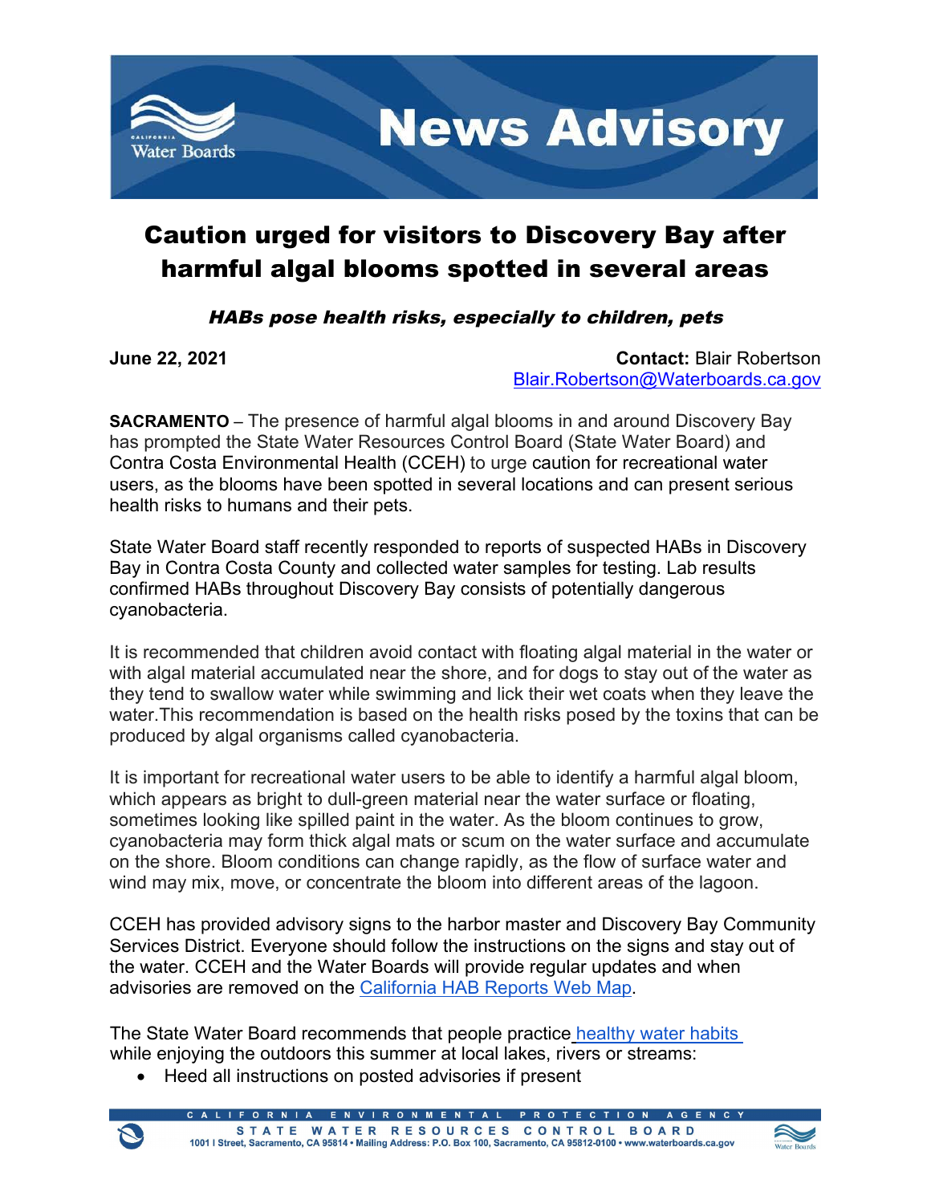# News Advisory

## Caution urged for visitors to Discovery Bay after harmful algal blooms spotted in several areas

### *HABs pose health risks, especially to children, pets*

**June 22, 2021**

**Contact:** Blair Robertson
Blair.Robertson@Waterboards.ca.gov

**SACRAMENTO** – The presence of harmful algal blooms in and around Discovery Bay has prompted the State Water Resources Control Board (State Water Board) and Contra Costa Environmental Health (CCEH) to urge caution for recreational water users, as the blooms have been spotted in several locations and can present serious health risks to humans and their pets.

State Water Board staff recently responded to reports of suspected HABs in Discovery Bay in Contra Costa County and collected water samples for testing. Lab results confirmed HABs throughout Discovery Bay consists of potentially dangerous cyanobacteria.

It is recommended that children avoid contact with floating algal material in the water or with algal material accumulated near the shore, and for dogs to stay out of the water as they tend to swallow water while swimming and lick their wet coats when they leave the water.This recommendation is based on the health risks posed by the toxins that can be produced by algal organisms called cyanobacteria.

It is important for recreational water users to be able to identify a harmful algal bloom, which appears as bright to dull-green material near the water surface or floating, sometimes looking like spilled paint in the water. As the bloom continues to grow, cyanobacteria may form thick algal mats or scum on the water surface and accumulate on the shore. Bloom conditions can change rapidly, as the flow of surface water and wind may mix, move, or concentrate the bloom into different areas of the lagoon.

CCEH has provided advisory signs to the harbor master and Discovery Bay Community Services District. Everyone should follow the instructions on the signs and stay out of the water. CCEH and the Water Boards will provide regular updates and when advisories are removed on the California HAB Reports Web Map.

The State Water Board recommends that people practice healthy water habits while enjoying the outdoors this summer at local lakes, rivers or streams:

- Heed all instructions on posted advisories if present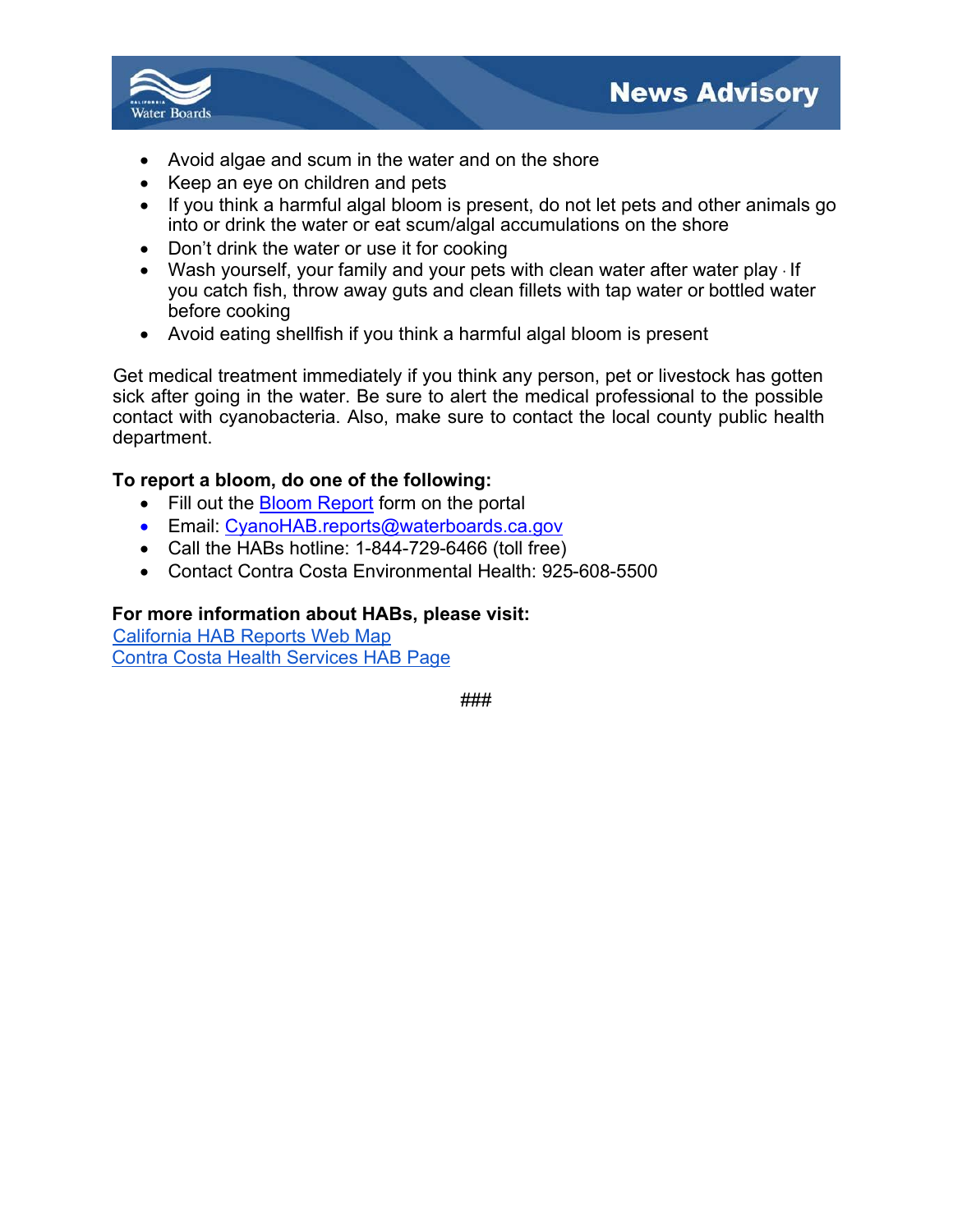- Avoid algae and scum in the water and on the shore
- Keep an eye on children and pets
- If you think a harmful algal bloom is present, do not let pets and other animals go into or drink the water or eat scum/algal accumulations on the shore
- Don't drink the water or use it for cooking
- Wash yourself, your family and your pets with clean water after water play . If you catch fish, throw away guts and clean fillets with tap water or bottled water before cooking
- Avoid eating shellfish if you think a harmful algal bloom is present

Get medical treatment immediately if you think any person, pet or livestock has gotten sick after going in the water. Be sure to alert the medical professional to the possible contact with cyanobacteria. Also, make sure to contact the local county public health department.

**To report a bloom, do one of the following:**

- Fill out the Bloom Report form on the portal
- Email: CyanoHAB.reports@waterboards.ca.gov
- Call the HABs hotline: 1-844-729-6466 (toll free)
- Contact Contra Costa Environmental Health: 925-608-5500

**For more information about HABs, please visit:**

California HAB Reports Web Map
Contra Costa Health Services HAB Page

###